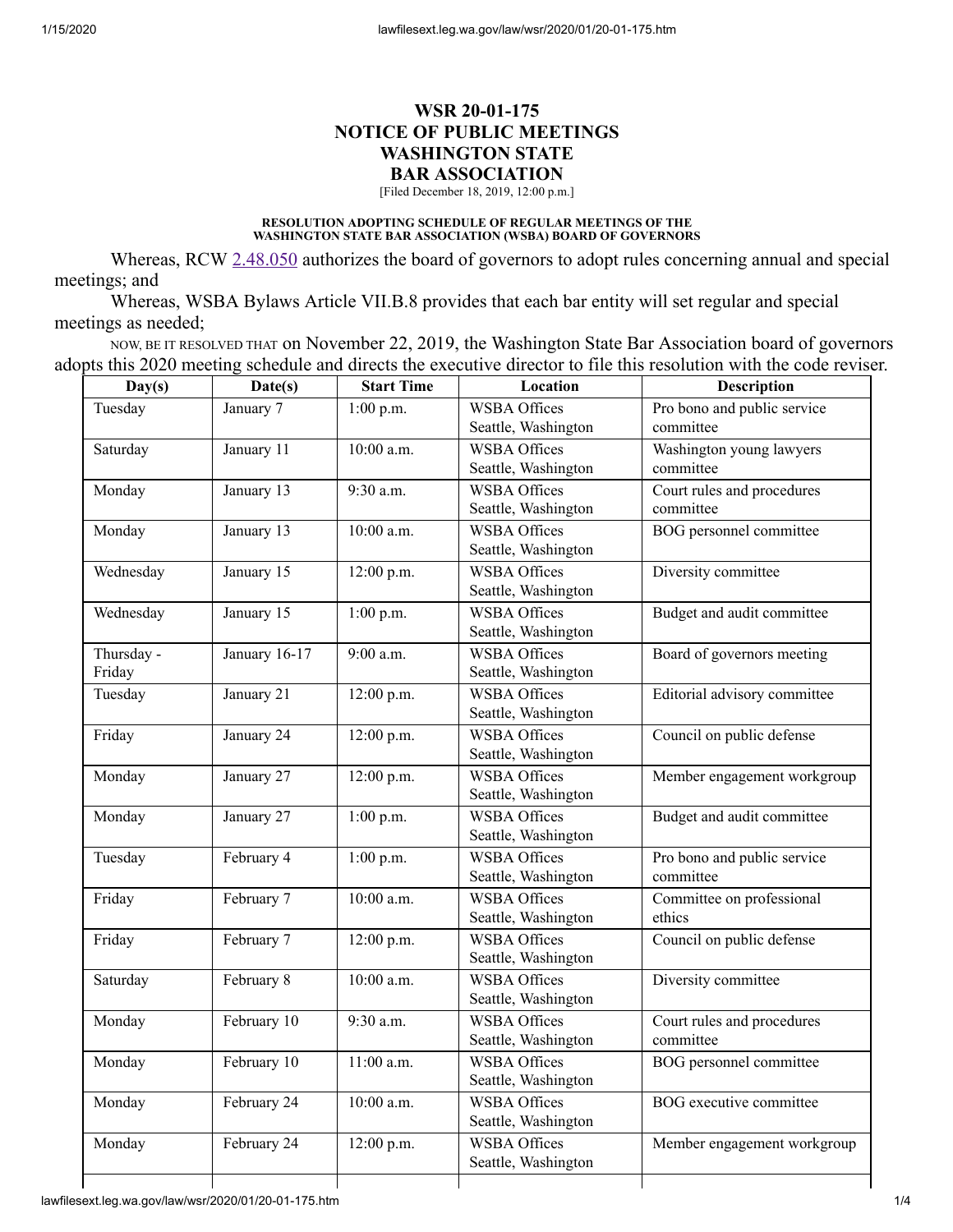# WSR 20-01-175
# NOTICE OF PUBLIC MEETINGS
# WASHINGTON STATE BAR ASSOCIATION

[Filed December 18, 2019, 12:00 p.m.]

**RESOLUTION ADOPTING SCHEDULE OF REGULAR MEETINGS OF THE WASHINGTON STATE BAR ASSOCIATION (WSBA) BOARD OF GOVERNORS**

Whereas, RCW 2.48.050 authorizes the board of governors to adopt rules concerning annual and special meetings; and

Whereas, WSBA Bylaws Article VII.B.8 provides that each bar entity will set regular and special meetings as needed;

NOW, BE IT RESOLVED THAT on November 22, 2019, the Washington State Bar Association board of governors adopts this 2020 meeting schedule and directs the executive director to file this resolution with the code reviser.

| Day(s) | Date(s) | Start Time | Location | Description |
|---|---|---|---|---|
| Tuesday | January 7 | 1:00 p.m. | WSBA Offices Seattle, Washington | Pro bono and public service committee |
| Saturday | January 11 | 10:00 a.m. | WSBA Offices Seattle, Washington | Washington young lawyers committee |
| Monday | January 13 | 9:30 a.m. | WSBA Offices Seattle, Washington | Court rules and procedures committee |
| Monday | January 13 | 10:00 a.m. | WSBA Offices Seattle, Washington | BOG personnel committee |
| Wednesday | January 15 | 12:00 p.m. | WSBA Offices Seattle, Washington | Diversity committee |
| Wednesday | January 15 | 1:00 p.m. | WSBA Offices Seattle, Washington | Budget and audit committee |
| Thursday - Friday | January 16-17 | 9:00 a.m. | WSBA Offices Seattle, Washington | Board of governors meeting |
| Tuesday | January 21 | 12:00 p.m. | WSBA Offices Seattle, Washington | Editorial advisory committee |
| Friday | January 24 | 12:00 p.m. | WSBA Offices Seattle, Washington | Council on public defense |
| Monday | January 27 | 12:00 p.m. | WSBA Offices Seattle, Washington | Member engagement workgroup |
| Monday | January 27 | 1:00 p.m. | WSBA Offices Seattle, Washington | Budget and audit committee |
| Tuesday | February 4 | 1:00 p.m. | WSBA Offices Seattle, Washington | Pro bono and public service committee |
| Friday | February 7 | 10:00 a.m. | WSBA Offices Seattle, Washington | Committee on professional ethics |
| Friday | February 7 | 12:00 p.m. | WSBA Offices Seattle, Washington | Council on public defense |
| Saturday | February 8 | 10:00 a.m. | WSBA Offices Seattle, Washington | Diversity committee |
| Monday | February 10 | 9:30 a.m. | WSBA Offices Seattle, Washington | Court rules and procedures committee |
| Monday | February 10 | 11:00 a.m. | WSBA Offices Seattle, Washington | BOG personnel committee |
| Monday | February 24 | 10:00 a.m. | WSBA Offices Seattle, Washington | BOG executive committee |
| Monday | February 24 | 12:00 p.m. | WSBA Offices Seattle, Washington | Member engagement workgroup |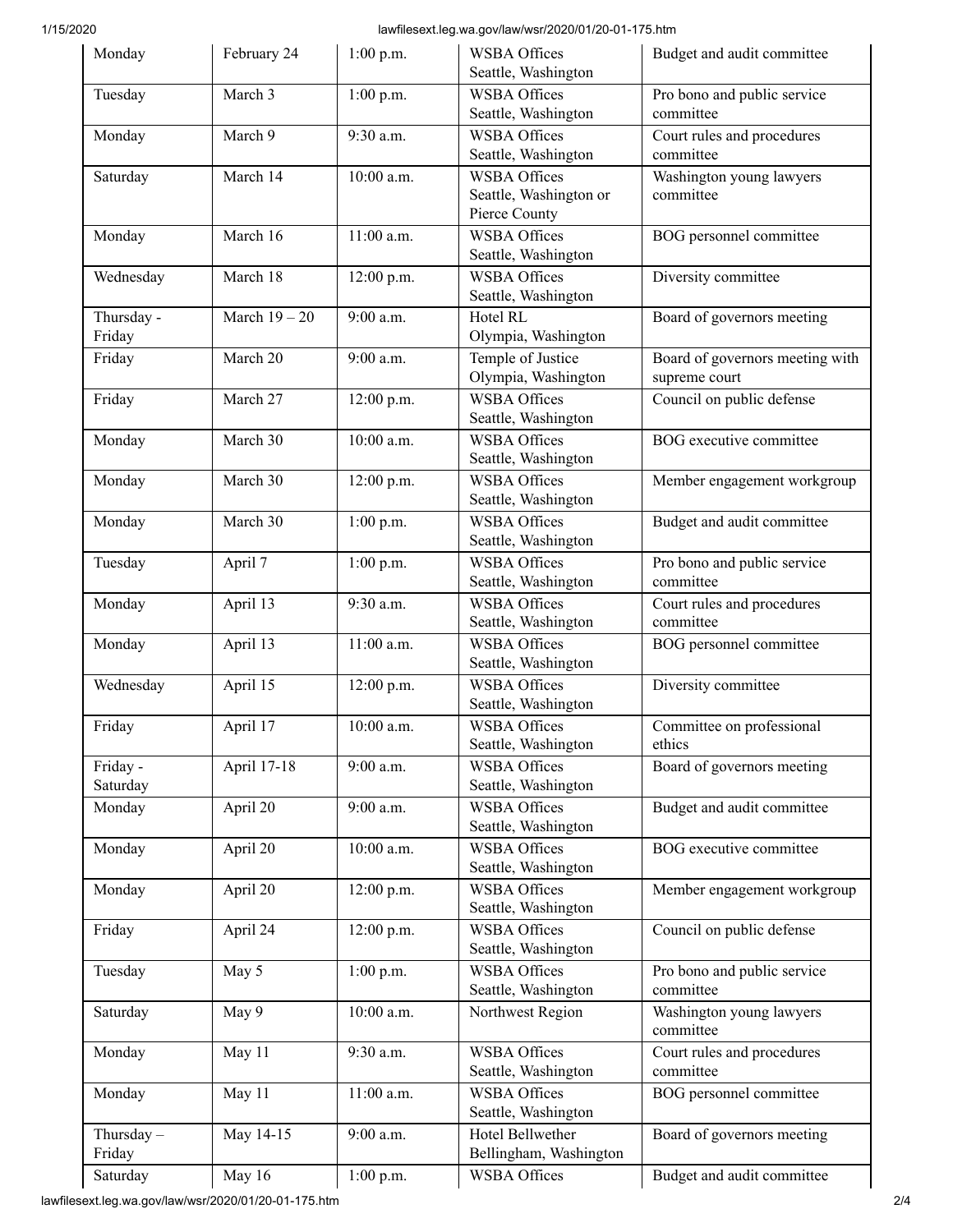| Monday | February 24 | 1:00 p.m. | WSBA Offices Seattle, Washington | Budget and audit committee |
|---|---|---|---|---|
| Tuesday | March 3 | 1:00 p.m. | WSBA Offices Seattle, Washington | Pro bono and public service committee |
| Monday | March 9 | 9:30 a.m. | WSBA Offices Seattle, Washington | Court rules and procedures committee |
| Saturday | March 14 | 10:00 a.m. | WSBA Offices Seattle, Washington or Pierce County | Washington young lawyers committee |
| Monday | March 16 | 11:00 a.m. | WSBA Offices Seattle, Washington | BOG personnel committee |
| Wednesday | March 18 | 12:00 p.m. | WSBA Offices Seattle, Washington | Diversity committee |
| Thursday - Friday | March 19 – 20 | 9:00 a.m. | Hotel RL Olympia, Washington | Board of governors meeting |
| Friday | March 20 | 9:00 a.m. | Temple of Justice Olympia, Washington | Board of governors meeting with supreme court |
| Friday | March 27 | 12:00 p.m. | WSBA Offices Seattle, Washington | Council on public defense |
| Monday | March 30 | 10:00 a.m. | WSBA Offices Seattle, Washington | BOG executive committee |
| Monday | March 30 | 12:00 p.m. | WSBA Offices Seattle, Washington | Member engagement workgroup |
| Monday | March 30 | 1:00 p.m. | WSBA Offices Seattle, Washington | Budget and audit committee |
| Tuesday | April 7 | 1:00 p.m. | WSBA Offices Seattle, Washington | Pro bono and public service committee |
| Monday | April 13 | 9:30 a.m. | WSBA Offices Seattle, Washington | Court rules and procedures committee |
| Monday | April 13 | 11:00 a.m. | WSBA Offices Seattle, Washington | BOG personnel committee |
| Wednesday | April 15 | 12:00 p.m. | WSBA Offices Seattle, Washington | Diversity committee |
| Friday | April 17 | 10:00 a.m. | WSBA Offices Seattle, Washington | Committee on professional ethics |
| Friday - Saturday | April 17-18 | 9:00 a.m. | WSBA Offices Seattle, Washington | Board of governors meeting |
| Monday | April 20 | 9:00 a.m. | WSBA Offices Seattle, Washington | Budget and audit committee |
| Monday | April 20 | 10:00 a.m. | WSBA Offices Seattle, Washington | BOG executive committee |
| Monday | April 20 | 12:00 p.m. | WSBA Offices Seattle, Washington | Member engagement workgroup |
| Friday | April 24 | 12:00 p.m. | WSBA Offices Seattle, Washington | Council on public defense |
| Tuesday | May 5 | 1:00 p.m. | WSBA Offices Seattle, Washington | Pro bono and public service committee |
| Saturday | May 9 | 10:00 a.m. | Northwest Region | Washington young lawyers committee |
| Monday | May 11 | 9:30 a.m. | WSBA Offices Seattle, Washington | Court rules and procedures committee |
| Monday | May 11 | 11:00 a.m. | WSBA Offices Seattle, Washington | BOG personnel committee |
| Thursday – Friday | May 14-15 | 9:00 a.m. | Hotel Bellwether Bellingham, Washington | Board of governors meeting |
| Saturday | May 16 | 1:00 p.m. | WSBA Offices | Budget and audit committee |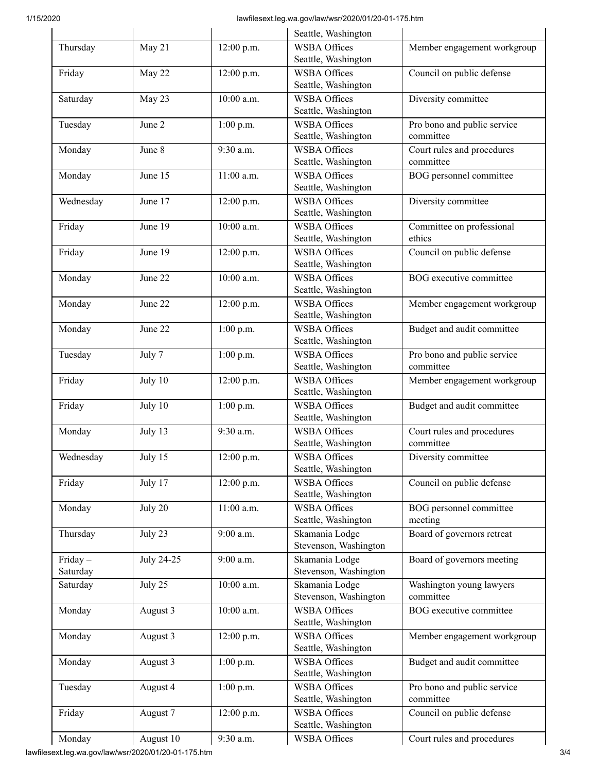| | | | Seattle, Washington | |
|---|---|---|---|---|
| Thursday | May 21 | 12:00 p.m. | WSBA Offices Seattle, Washington | Member engagement workgroup |
| Friday | May 22 | 12:00 p.m. | WSBA Offices Seattle, Washington | Council on public defense |
| Saturday | May 23 | 10:00 a.m. | WSBA Offices Seattle, Washington | Diversity committee |
| Tuesday | June 2 | 1:00 p.m. | WSBA Offices Seattle, Washington | Pro bono and public service committee |
| Monday | June 8 | 9:30 a.m. | WSBA Offices Seattle, Washington | Court rules and procedures committee |
| Monday | June 15 | 11:00 a.m. | WSBA Offices Seattle, Washington | BOG personnel committee |
| Wednesday | June 17 | 12:00 p.m. | WSBA Offices Seattle, Washington | Diversity committee |
| Friday | June 19 | 10:00 a.m. | WSBA Offices Seattle, Washington | Committee on professional ethics |
| Friday | June 19 | 12:00 p.m. | WSBA Offices Seattle, Washington | Council on public defense |
| Monday | June 22 | 10:00 a.m. | WSBA Offices Seattle, Washington | BOG executive committee |
| Monday | June 22 | 12:00 p.m. | WSBA Offices Seattle, Washington | Member engagement workgroup |
| Monday | June 22 | 1:00 p.m. | WSBA Offices Seattle, Washington | Budget and audit committee |
| Tuesday | July 7 | 1:00 p.m. | WSBA Offices Seattle, Washington | Pro bono and public service committee |
| Friday | July 10 | 12:00 p.m. | WSBA Offices Seattle, Washington | Member engagement workgroup |
| Friday | July 10 | 1:00 p.m. | WSBA Offices Seattle, Washington | Budget and audit committee |
| Monday | July 13 | 9:30 a.m. | WSBA Offices Seattle, Washington | Court rules and procedures committee |
| Wednesday | July 15 | 12:00 p.m. | WSBA Offices Seattle, Washington | Diversity committee |
| Friday | July 17 | 12:00 p.m. | WSBA Offices Seattle, Washington | Council on public defense |
| Monday | July 20 | 11:00 a.m. | WSBA Offices Seattle, Washington | BOG personnel committee meeting |
| Thursday | July 23 | 9:00 a.m. | Skamania Lodge Stevenson, Washington | Board of governors retreat |
| Friday – Saturday | July 24-25 | 9:00 a.m. | Skamania Lodge Stevenson, Washington | Board of governors meeting |
| Saturday | July 25 | 10:00 a.m. | Skamania Lodge Stevenson, Washington | Washington young lawyers committee |
| Monday | August 3 | 10:00 a.m. | WSBA Offices Seattle, Washington | BOG executive committee |
| Monday | August 3 | 12:00 p.m. | WSBA Offices Seattle, Washington | Member engagement workgroup |
| Monday | August 3 | 1:00 p.m. | WSBA Offices Seattle, Washington | Budget and audit committee |
| Tuesday | August 4 | 1:00 p.m. | WSBA Offices Seattle, Washington | Pro bono and public service committee |
| Friday | August 7 | 12:00 p.m. | WSBA Offices Seattle, Washington | Council on public defense |
| Monday | August 10 | 9:30 a.m. | WSBA Offices | Court rules and procedures |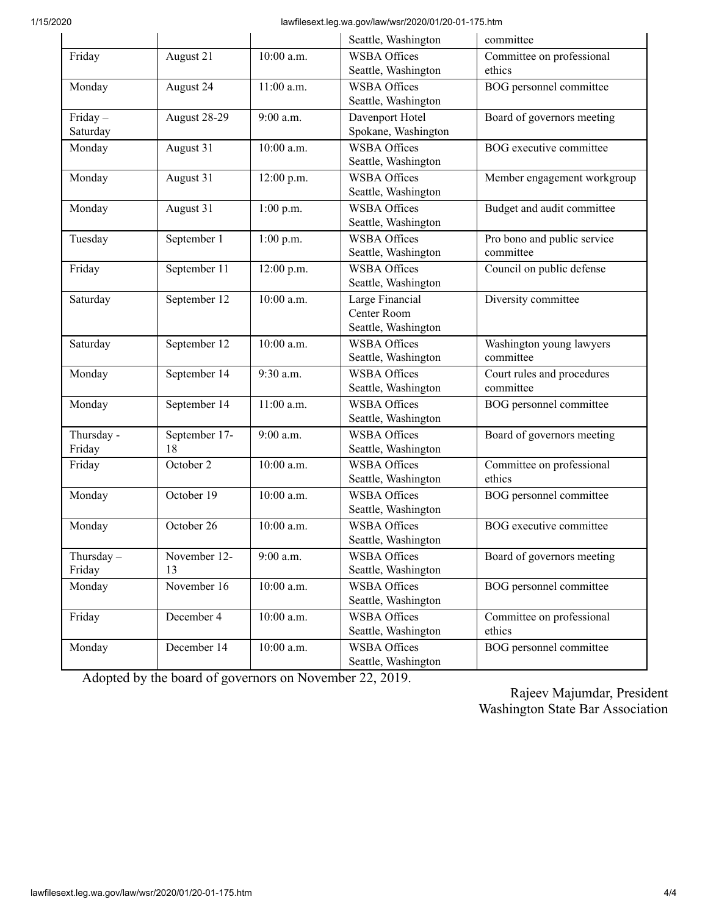| | | | | |
|---|---|---|---|---|
| | | | Seattle, Washington | committee |
| Friday | August 21 | 10:00 a.m. | WSBA Offices Seattle, Washington | Committee on professional ethics |
| Monday | August 24 | 11:00 a.m. | WSBA Offices Seattle, Washington | BOG personnel committee |
| Friday – Saturday | August 28-29 | 9:00 a.m. | Davenport Hotel Spokane, Washington | Board of governors meeting |
| Monday | August 31 | 10:00 a.m. | WSBA Offices Seattle, Washington | BOG executive committee |
| Monday | August 31 | 12:00 p.m. | WSBA Offices Seattle, Washington | Member engagement workgroup |
| Monday | August 31 | 1:00 p.m. | WSBA Offices Seattle, Washington | Budget and audit committee |
| Tuesday | September 1 | 1:00 p.m. | WSBA Offices Seattle, Washington | Pro bono and public service committee |
| Friday | September 11 | 12:00 p.m. | WSBA Offices Seattle, Washington | Council on public defense |
| Saturday | September 12 | 10:00 a.m. | Large Financial Center Room Seattle, Washington | Diversity committee |
| Saturday | September 12 | 10:00 a.m. | WSBA Offices Seattle, Washington | Washington young lawyers committee |
| Monday | September 14 | 9:30 a.m. | WSBA Offices Seattle, Washington | Court rules and procedures committee |
| Monday | September 14 | 11:00 a.m. | WSBA Offices Seattle, Washington | BOG personnel committee |
| Thursday - Friday | September 17-18 | 9:00 a.m. | WSBA Offices Seattle, Washington | Board of governors meeting |
| Friday | October 2 | 10:00 a.m. | WSBA Offices Seattle, Washington | Committee on professional ethics |
| Monday | October 19 | 10:00 a.m. | WSBA Offices Seattle, Washington | BOG personnel committee |
| Monday | October 26 | 10:00 a.m. | WSBA Offices Seattle, Washington | BOG executive committee |
| Thursday – Friday | November 12-13 | 9:00 a.m. | WSBA Offices Seattle, Washington | Board of governors meeting |
| Monday | November 16 | 10:00 a.m. | WSBA Offices Seattle, Washington | BOG personnel committee |
| Friday | December 4 | 10:00 a.m. | WSBA Offices Seattle, Washington | Committee on professional ethics |
| Monday | December 14 | 10:00 a.m. | WSBA Offices Seattle, Washington | BOG personnel committee |

Adopted by the board of governors on November 22, 2019.

Rajeev Majumdar, President
Washington State Bar Association